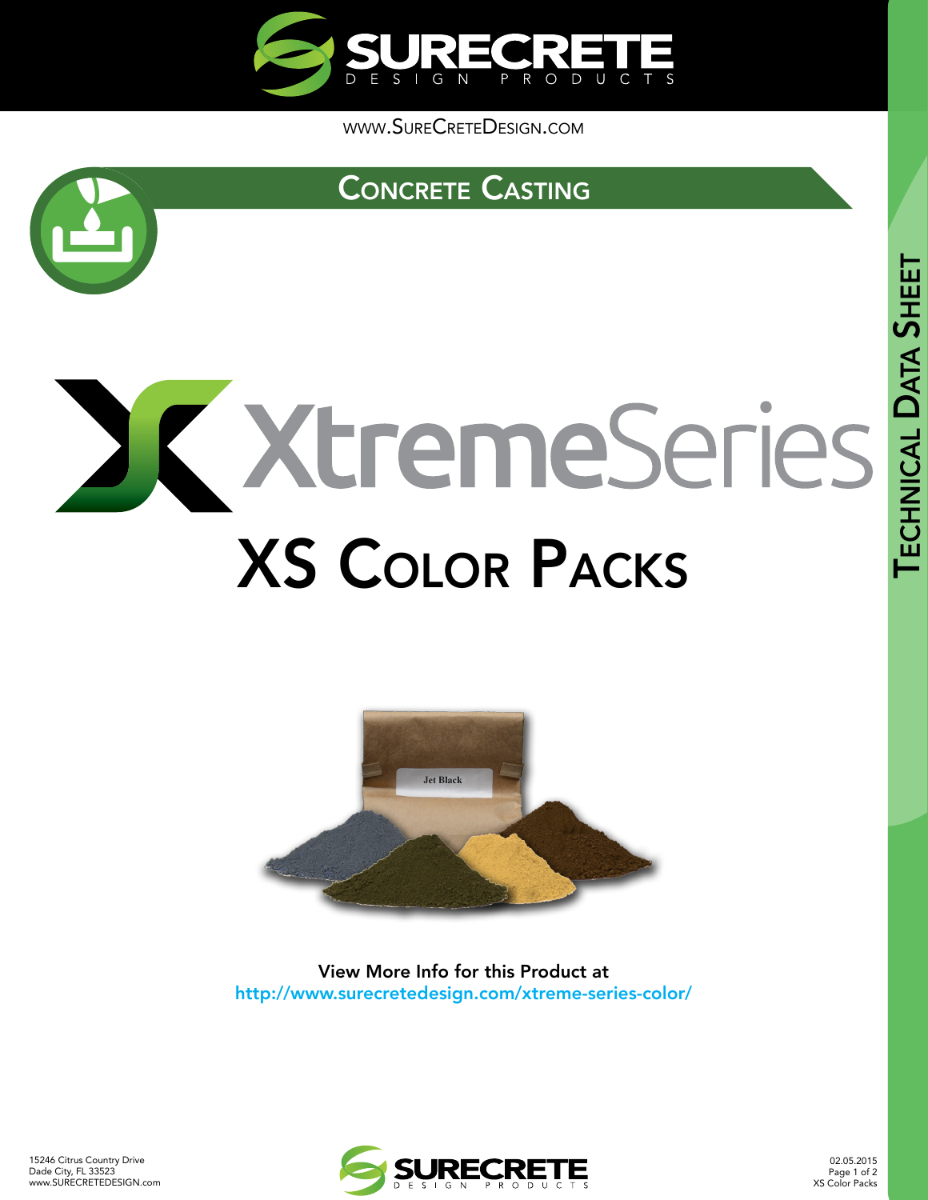# SURECRETE DESIGN PRODUCTS

www.SureCreteDesign.com

## Concrete Casting

# XtremeSeries

# XS Color Packs

Jet Black

**View More Info for this Product at**
http://www.surecretedesign.com/xtreme-series-color/

Technical Data Sheet

15246 Citrus Country Drive
Dade City, FL 33523
www.SURECRETEDESIGN.com

02.05.2015
XS Color Packs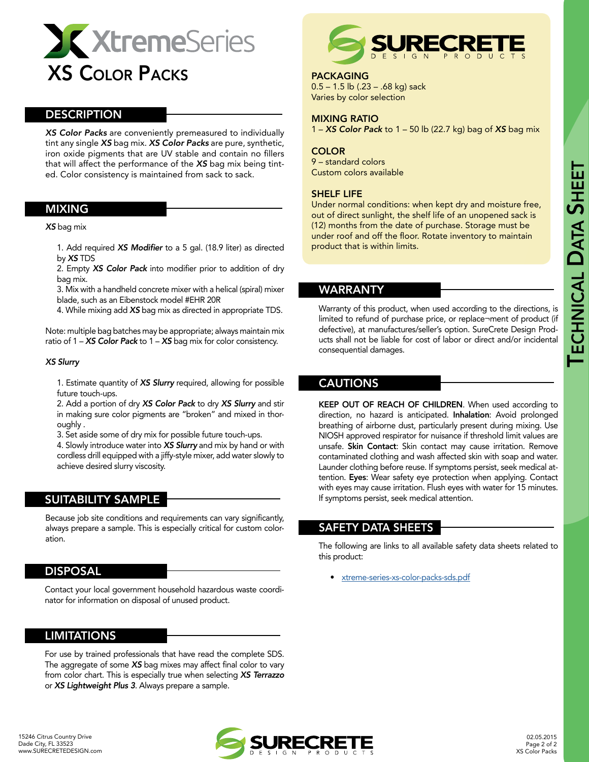# XtremeSeries
## XS Color Packs

## DESCRIPTION

***XS Color Packs*** are conveniently premeasured to individually tint any single ***XS*** bag mix. ***XS Color Packs*** are pure, synthetic, iron oxide pigments that are UV stable and contain no fillers that will affect the performance of the ***XS*** bag mix being tinted. Color consistency is maintained from sack to sack.

## MIXING

***XS*** bag mix

1. Add required ***XS Modifier*** to a 5 gal. (18.9 liter) as directed by ***XS*** TDS
2. Empty ***XS Color Pack*** into modifier prior to addition of dry bag mix.
3. Mix with a handheld concrete mixer with a helical (spiral) mixer blade, such as an Eibenstock model #EHR 20R
4. While mixing add ***XS*** bag mix as directed in appropriate TDS.

Note: multiple bag batches may be appropriate; always maintain mix ratio of 1 – ***XS Color Pack*** to 1 – ***XS*** bag mix for color consistency.

***XS Slurry***

1. Estimate quantity of ***XS Slurry*** required, allowing for possible future touch-ups.
2. Add a portion of dry ***XS Color Pack*** to dry ***XS Slurry*** and stir in making sure color pigments are "broken" and mixed in thoroughly .
3. Set aside some of dry mix for possible future touch-ups.
4. Slowly introduce water into ***XS Slurry*** and mix by hand or with cordless drill equipped with a jiffy-style mixer, add water slowly to achieve desired slurry viscosity.

## SUITABILITY SAMPLE

Because job site conditions and requirements can vary significantly, always prepare a sample. This is especially critical for custom coloration.

## DISPOSAL

Contact your local government household hazardous waste coordinator for information on disposal of unused product.

## LIMITATIONS

For use by trained professionals that have read the complete SDS. The aggregate of some ***XS*** bag mixes may affect final color to vary from color chart. This is especially true when selecting ***XS Terrazzo*** or ***XS Lightweight Plus 3***. Always prepare a sample.

SURECRETE DESIGN PRODUCTS

**PACKAGING**
0.5 – 1.5 lb (.23 – .68 kg) sack
Varies by color selection

**MIXING RATIO**
1 – ***XS Color Pack*** to 1 – 50 lb (22.7 kg) bag of ***XS*** bag mix

**COLOR**
9 – standard colors
Custom colors available

**SHELF LIFE**
Under normal conditions: when kept dry and moisture free, out of direct sunlight, the shelf life of an unopened sack is (12) months from the date of purchase. Storage must be under roof and off the floor. Rotate inventory to maintain product that is within limits.

## WARRANTY

Warranty of this product, when used according to the directions, is limited to refund of purchase price, or replace¬ment of product (if defective), at manufactures/seller's option. SureCrete Design Products shall not be liable for cost of labor or direct and/or incidental consequential damages.

## CAUTIONS

**KEEP OUT OF REACH OF CHILDREN**. When used according to direction, no hazard is anticipated. **Inhalation**: Avoid prolonged breathing of airborne dust, particularly present during mixing. Use NIOSH approved respirator for nuisance if threshold limit values are unsafe. **Skin Contact**: Skin contact may cause irritation. Remove contaminated clothing and wash affected skin with soap and water. Launder clothing before reuse. If symptoms persist, seek medical attention. **Eyes**: Wear safety eye protection when applying. Contact with eyes may cause irritation. Flush eyes with water for 15 minutes. If symptoms persist, seek medical attention.

## SAFETY DATA SHEETS

The following are links to all available safety data sheets related to this product:

- xtreme-series-xs-color-packs-sds.pdf

TECHNICAL DATA SHEET

15246 Citrus Country Drive
Dade City, FL 33523
www.SURECRETEDESIGN.com

02.05.2015
XS Color Packs